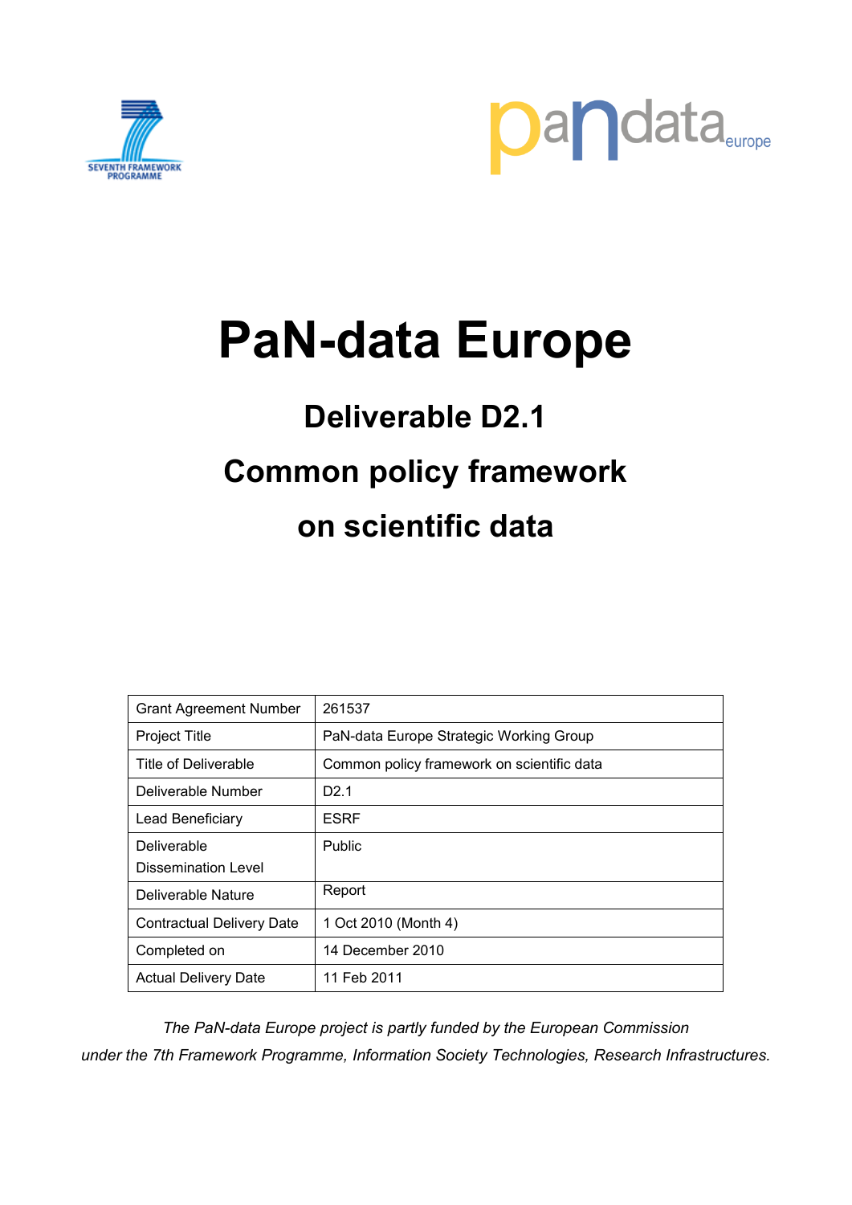# PaN-data Europe

## Deliverable D2.1

## Common policy framework on scientific data

| Grant Agreement Number | 261537 |
|---|---|
| Project Title | PaN-data Europe Strategic Working Group |
| Title of Deliverable | Common policy framework on scientific data |
| Deliverable Number | D2.1 |
| Lead Beneficiary | ESRF |
| Deliverable Dissemination Level | Public |
| Deliverable Nature | Report |
| Contractual Delivery Date | 1 Oct 2010 (Month 4) |
| Completed on | 14 December 2010 |
| Actual Delivery Date | 11 Feb 2011 |

*The PaN-data Europe project is partly funded by the European Commission under the 7th Framework Programme, Information Society Technologies, Research Infrastructures.*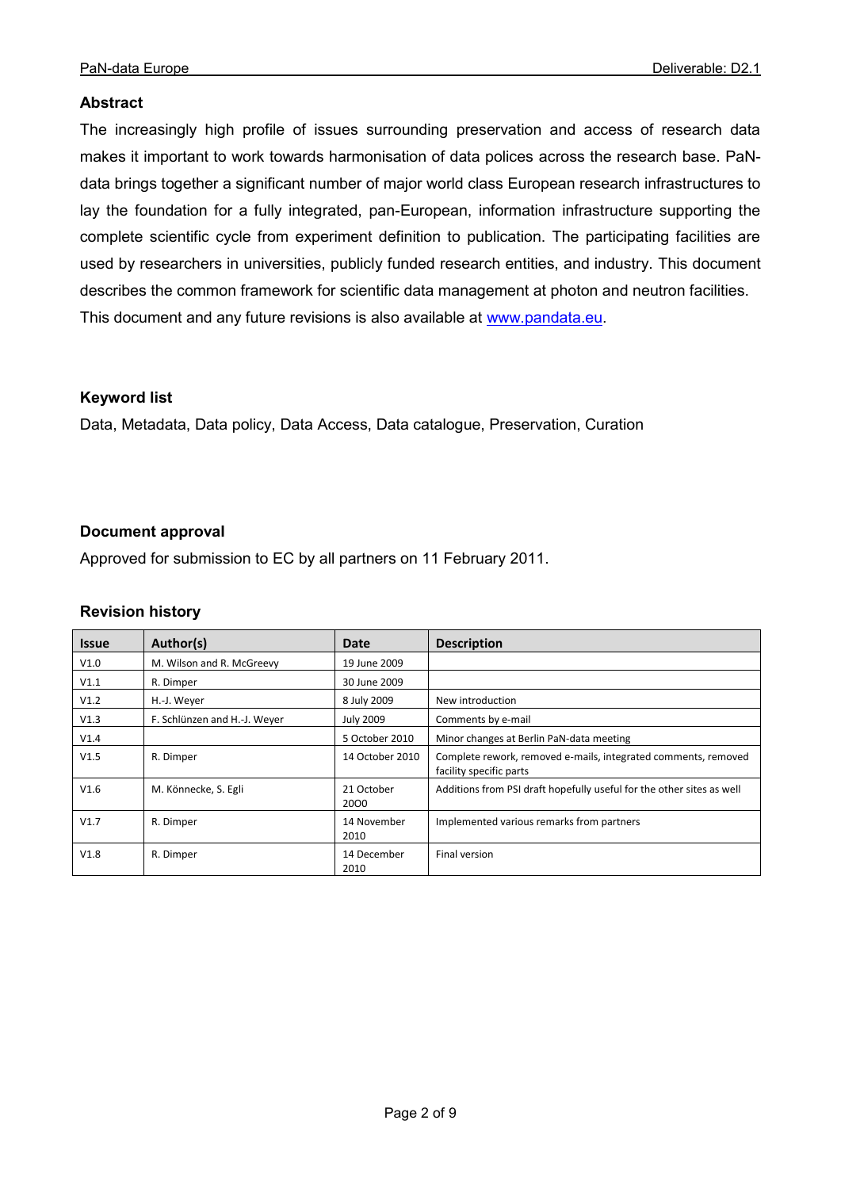## Abstract

The increasingly high profile of issues surrounding preservation and access of research data makes it important to work towards harmonisation of data polices across the research base. PaN-data brings together a significant number of major world class European research infrastructures to lay the foundation for a fully integrated, pan-European, information infrastructure supporting the complete scientific cycle from experiment definition to publication. The participating facilities are used by researchers in universities, publicly funded research entities, and industry. This document describes the common framework for scientific data management at photon and neutron facilities. This document and any future revisions is also available at www.pandata.eu.

## Keyword list

Data, Metadata, Data policy, Data Access, Data catalogue, Preservation, Curation

## Document approval

Approved for submission to EC by all partners on 11 February 2011.

## Revision history

| Issue | Author(s) | Date | Description |
|---|---|---|---|
| V1.0 | M. Wilson and R. McGreevy | 19 June 2009 | |
| V1.1 | R. Dimper | 30 June 2009 | |
| V1.2 | H.-J. Weyer | 8 July 2009 | New introduction |
| V1.3 | F. Schlünzen and H.-J. Weyer | July 2009 | Comments by e-mail |
| V1.4 | | 5 October 2010 | Minor changes at Berlin PaN-data meeting |
| V1.5 | R. Dimper | 14 October 2010 | Complete rework, removed e-mails, integrated comments, removed facility specific parts |
| V1.6 | M. Könnecke, S. Egli | 21 October 20O0 | Additions from PSI draft hopefully useful for the other sites as well |
| V1.7 | R. Dimper | 14 November 2010 | Implemented various remarks from partners |
| V1.8 | R. Dimper | 14 December 2010 | Final version |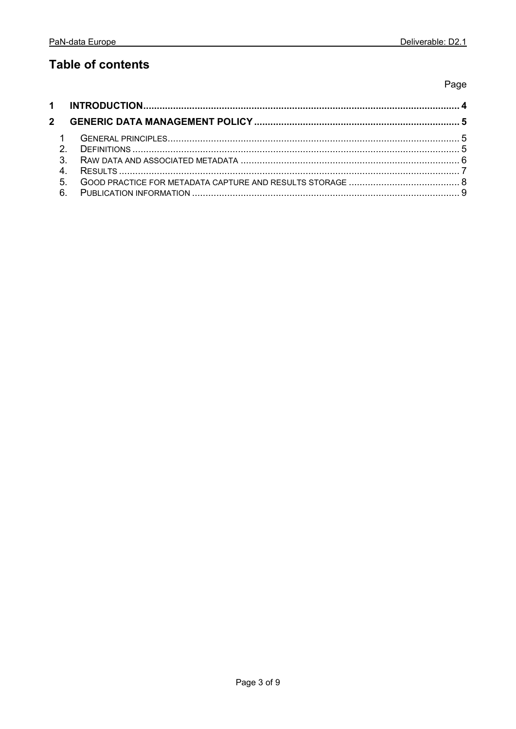## Table of contents

Page

**1 INTRODUCTION ..... 4**

**2 GENERIC DATA MANAGEMENT POLICY ..... 5**

1 GENERAL PRINCIPLES ..... 5
2. DEFINITIONS ..... 5
3. RAW DATA AND ASSOCIATED METADATA ..... 6
4. RESULTS ..... 7
5. GOOD PRACTICE FOR METADATA CAPTURE AND RESULTS STORAGE ..... 8
6. PUBLICATION INFORMATION ..... 9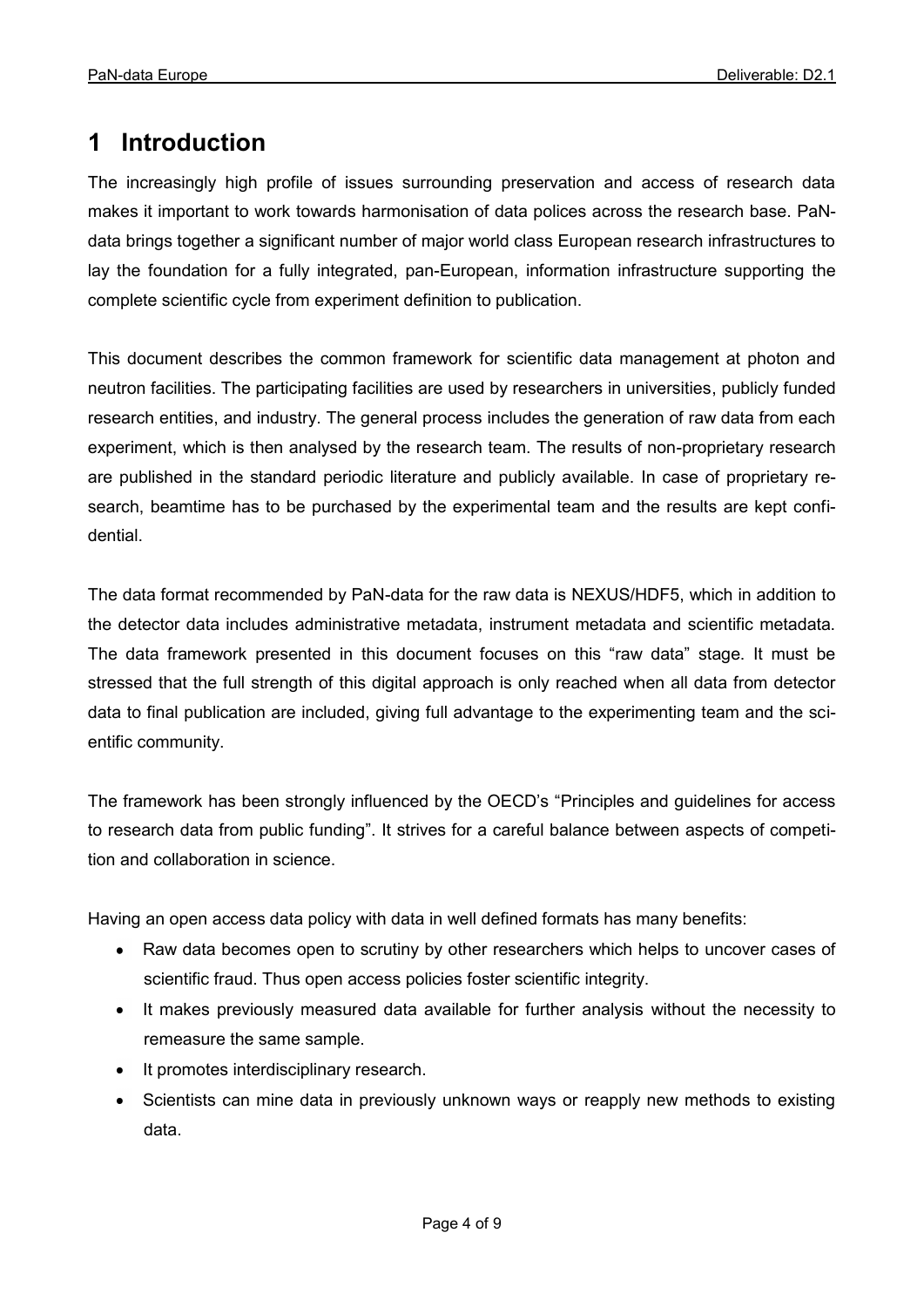# 1 Introduction

The increasingly high profile of issues surrounding preservation and access of research data makes it important to work towards harmonisation of data polices across the research base. PaN-data brings together a significant number of major world class European research infrastructures to lay the foundation for a fully integrated, pan-European, information infrastructure supporting the complete scientific cycle from experiment definition to publication.

This document describes the common framework for scientific data management at photon and neutron facilities. The participating facilities are used by researchers in universities, publicly funded research entities, and industry. The general process includes the generation of raw data from each experiment, which is then analysed by the research team. The results of non-proprietary research are published in the standard periodic literature and publicly available. In case of proprietary research, beamtime has to be purchased by the experimental team and the results are kept confidential.

The data format recommended by PaN-data for the raw data is NEXUS/HDF5, which in addition to the detector data includes administrative metadata, instrument metadata and scientific metadata. The data framework presented in this document focuses on this "raw data" stage. It must be stressed that the full strength of this digital approach is only reached when all data from detector data to final publication are included, giving full advantage to the experimenting team and the scientific community.

The framework has been strongly influenced by the OECD's "Principles and guidelines for access to research data from public funding". It strives for a careful balance between aspects of competition and collaboration in science.

Having an open access data policy with data in well defined formats has many benefits:

- Raw data becomes open to scrutiny by other researchers which helps to uncover cases of scientific fraud. Thus open access policies foster scientific integrity.
- It makes previously measured data available for further analysis without the necessity to remeasure the same sample.
- It promotes interdisciplinary research.
- Scientists can mine data in previously unknown ways or reapply new methods to existing data.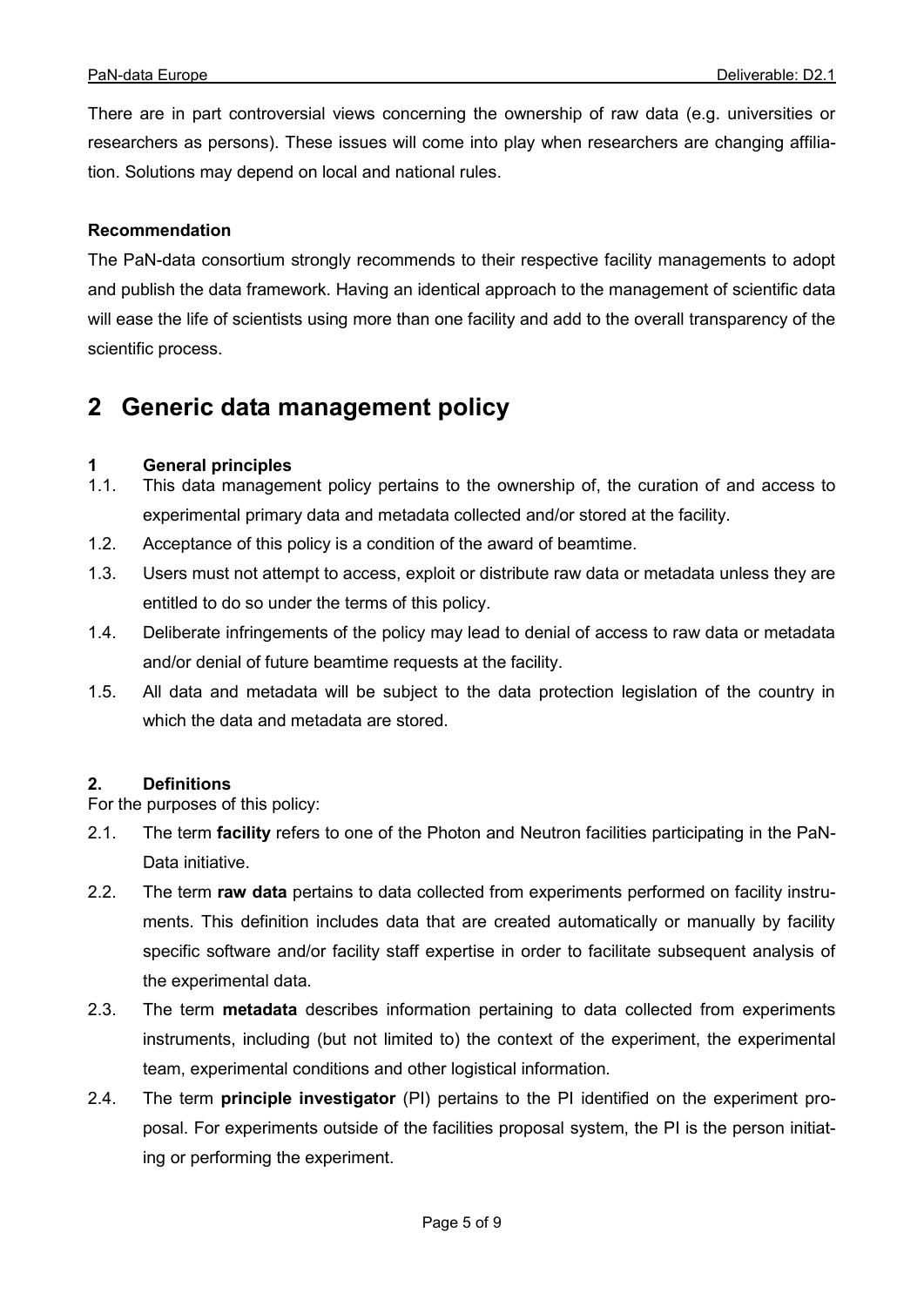There are in part controversial views concerning the ownership of raw data (e.g. universities or researchers as persons). These issues will come into play when researchers are changing affiliation. Solutions may depend on local and national rules.

**Recommendation**

The PaN-data consortium strongly recommends to their respective facility managements to adopt and publish the data framework. Having an identical approach to the management of scientific data will ease the life of scientists using more than one facility and add to the overall transparency of the scientific process.

# 2 Generic data management policy

### 1 General principles

1.1. This data management policy pertains to the ownership of, the curation of and access to experimental primary data and metadata collected and/or stored at the facility.

1.2. Acceptance of this policy is a condition of the award of beamtime.

1.3. Users must not attempt to access, exploit or distribute raw data or metadata unless they are entitled to do so under the terms of this policy.

1.4. Deliberate infringements of the policy may lead to denial of access to raw data or metadata and/or denial of future beamtime requests at the facility.

1.5. All data and metadata will be subject to the data protection legislation of the country in which the data and metadata are stored.

### 2. Definitions

For the purposes of this policy:

2.1. The term **facility** refers to one of the Photon and Neutron facilities participating in the PaN-Data initiative.

2.2. The term **raw data** pertains to data collected from experiments performed on facility instruments. This definition includes data that are created automatically or manually by facility specific software and/or facility staff expertise in order to facilitate subsequent analysis of the experimental data.

2.3. The term **metadata** describes information pertaining to data collected from experiments instruments, including (but not limited to) the context of the experiment, the experimental team, experimental conditions and other logistical information.

2.4. The term **principle investigator** (PI) pertains to the PI identified on the experiment proposal. For experiments outside of the facilities proposal system, the PI is the person initiating or performing the experiment.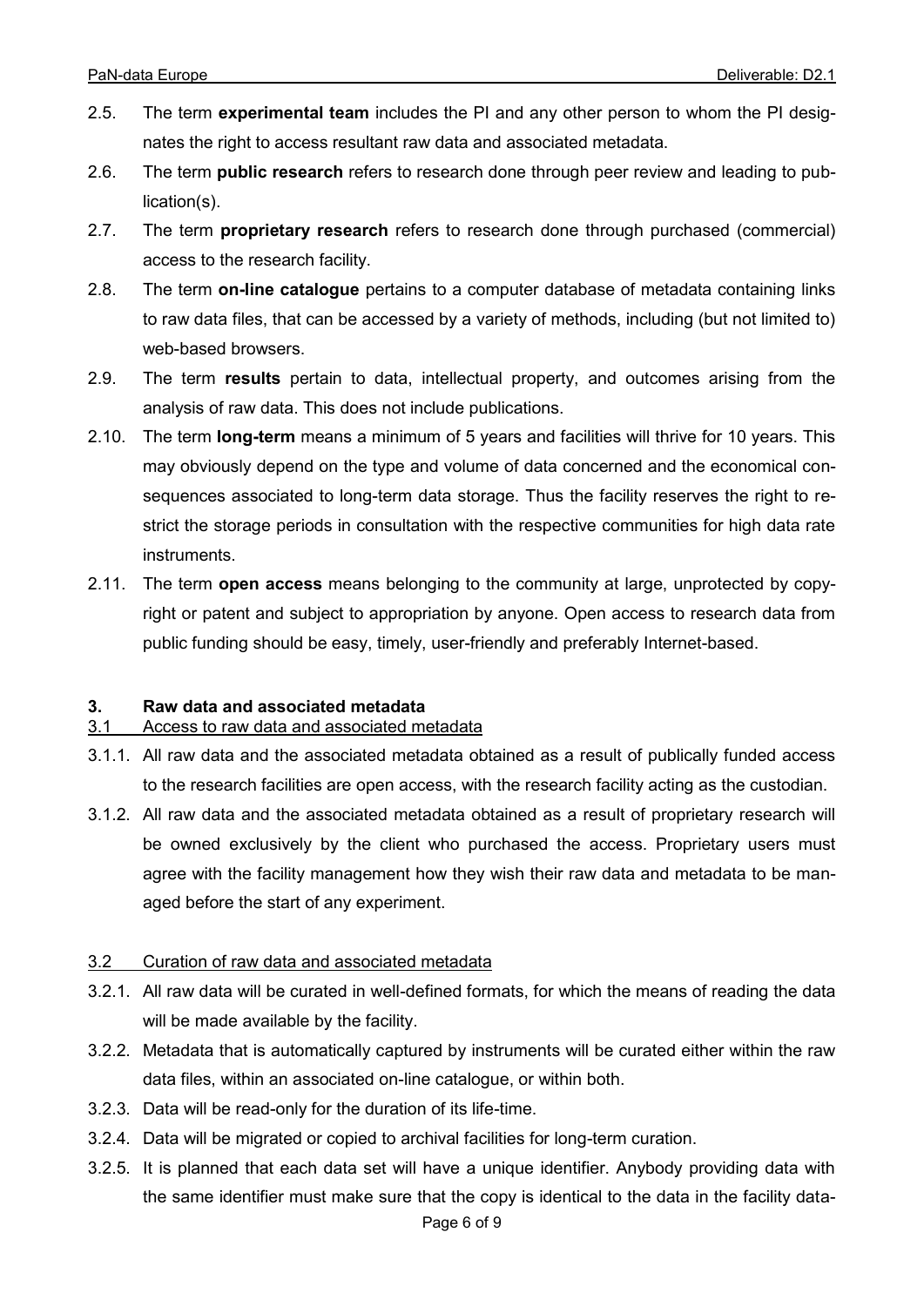2.5. The term **experimental team** includes the PI and any other person to whom the PI designates the right to access resultant raw data and associated metadata.

2.6. The term **public research** refers to research done through peer review and leading to publication(s).

2.7. The term **proprietary research** refers to research done through purchased (commercial) access to the research facility.

2.8. The term **on-line catalogue** pertains to a computer database of metadata containing links to raw data files, that can be accessed by a variety of methods, including (but not limited to) web-based browsers.

2.9. The term **results** pertain to data, intellectual property, and outcomes arising from the analysis of raw data. This does not include publications.

2.10. The term **long-term** means a minimum of 5 years and facilities will thrive for 10 years. This may obviously depend on the type and volume of data concerned and the economical consequences associated to long-term data storage. Thus the facility reserves the right to restrict the storage periods in consultation with the respective communities for high data rate instruments.

2.11. The term **open access** means belonging to the community at large, unprotected by copyright or patent and subject to appropriation by anyone. Open access to research data from public funding should be easy, timely, user-friendly and preferably Internet-based.

## 3. Raw data and associated metadata

### 3.1 Access to raw data and associated metadata

3.1.1. All raw data and the associated metadata obtained as a result of publically funded access to the research facilities are open access, with the research facility acting as the custodian.

3.1.2. All raw data and the associated metadata obtained as a result of proprietary research will be owned exclusively by the client who purchased the access. Proprietary users must agree with the facility management how they wish their raw data and metadata to be managed before the start of any experiment.

### 3.2 Curation of raw data and associated metadata

3.2.1. All raw data will be curated in well-defined formats, for which the means of reading the data will be made available by the facility.

3.2.2. Metadata that is automatically captured by instruments will be curated either within the raw data files, within an associated on-line catalogue, or within both.

3.2.3. Data will be read-only for the duration of its life-time.

3.2.4. Data will be migrated or copied to archival facilities for long-term curation.

3.2.5. It is planned that each data set will have a unique identifier. Anybody providing data with the same identifier must make sure that the copy is identical to the data in the facility data-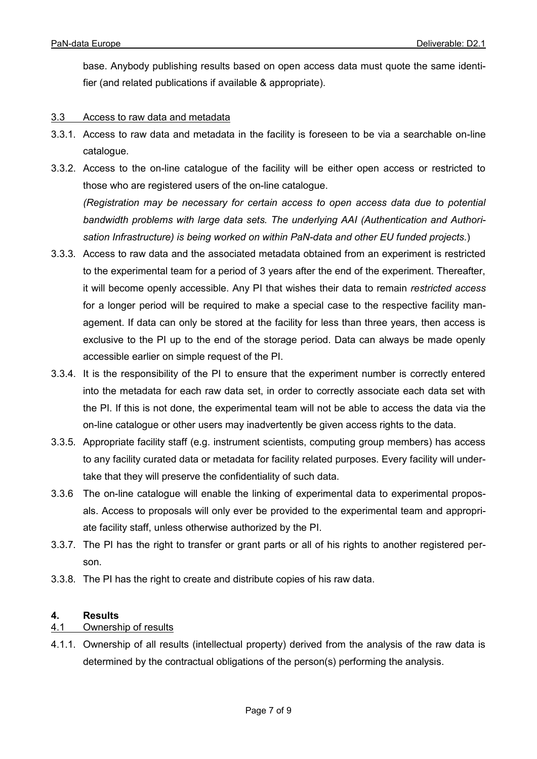base. Anybody publishing results based on open access data must quote the same identifier (and related publications if available & appropriate).

### 3.3 Access to raw data and metadata

3.3.1. Access to raw data and metadata in the facility is foreseen to be via a searchable on-line catalogue.

3.3.2. Access to the on-line catalogue of the facility will be either open access or restricted to those who are registered users of the on-line catalogue.
*(Registration may be necessary for certain access to open access data due to potential bandwidth problems with large data sets. The underlying AAI (Authentication and Authorisation Infrastructure) is being worked on within PaN-data and other EU funded projects.*)

3.3.3. Access to raw data and the associated metadata obtained from an experiment is restricted to the experimental team for a period of 3 years after the end of the experiment. Thereafter, it will become openly accessible. Any PI that wishes their data to remain *restricted access* for a longer period will be required to make a special case to the respective facility management. If data can only be stored at the facility for less than three years, then access is exclusive to the PI up to the end of the storage period. Data can always be made openly accessible earlier on simple request of the PI.

3.3.4. It is the responsibility of the PI to ensure that the experiment number is correctly entered into the metadata for each raw data set, in order to correctly associate each data set with the PI. If this is not done, the experimental team will not be able to access the data via the on-line catalogue or other users may inadvertently be given access rights to the data.

3.3.5. Appropriate facility staff (e.g. instrument scientists, computing group members) has access to any facility curated data or metadata for facility related purposes. Every facility will undertake that they will preserve the confidentiality of such data.

3.3.6 The on-line catalogue will enable the linking of experimental data to experimental proposals. Access to proposals will only ever be provided to the experimental team and appropriate facility staff, unless otherwise authorized by the PI.

3.3.7. The PI has the right to transfer or grant parts or all of his rights to another registered person.

3.3.8. The PI has the right to create and distribute copies of his raw data.

## 4. Results

### 4.1 Ownership of results

4.1.1. Ownership of all results (intellectual property) derived from the analysis of the raw data is determined by the contractual obligations of the person(s) performing the analysis.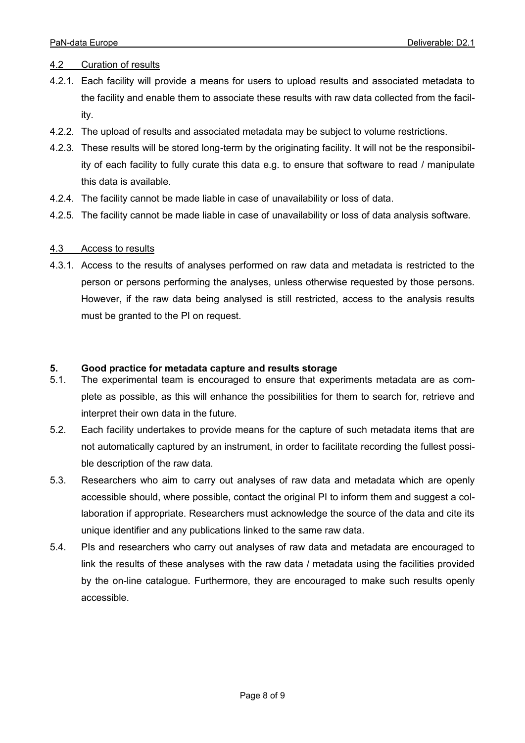### 4.2 Curation of results

4.2.1. Each facility will provide a means for users to upload results and associated metadata to the facility and enable them to associate these results with raw data collected from the facility.

4.2.2. The upload of results and associated metadata may be subject to volume restrictions.

4.2.3. These results will be stored long-term by the originating facility. It will not be the responsibility of each facility to fully curate this data e.g. to ensure that software to read / manipulate this data is available.

4.2.4. The facility cannot be made liable in case of unavailability or loss of data.

4.2.5. The facility cannot be made liable in case of unavailability or loss of data analysis software.

### 4.3 Access to results

4.3.1. Access to the results of analyses performed on raw data and metadata is restricted to the person or persons performing the analyses, unless otherwise requested by those persons. However, if the raw data being analysed is still restricted, access to the analysis results must be granted to the PI on request.

## 5. Good practice for metadata capture and results storage

5.1. The experimental team is encouraged to ensure that experiments metadata are as complete as possible, as this will enhance the possibilities for them to search for, retrieve and interpret their own data in the future.

5.2. Each facility undertakes to provide means for the capture of such metadata items that are not automatically captured by an instrument, in order to facilitate recording the fullest possible description of the raw data.

5.3. Researchers who aim to carry out analyses of raw data and metadata which are openly accessible should, where possible, contact the original PI to inform them and suggest a collaboration if appropriate. Researchers must acknowledge the source of the data and cite its unique identifier and any publications linked to the same raw data.

5.4. PIs and researchers who carry out analyses of raw data and metadata are encouraged to link the results of these analyses with the raw data / metadata using the facilities provided by the on-line catalogue. Furthermore, they are encouraged to make such results openly accessible.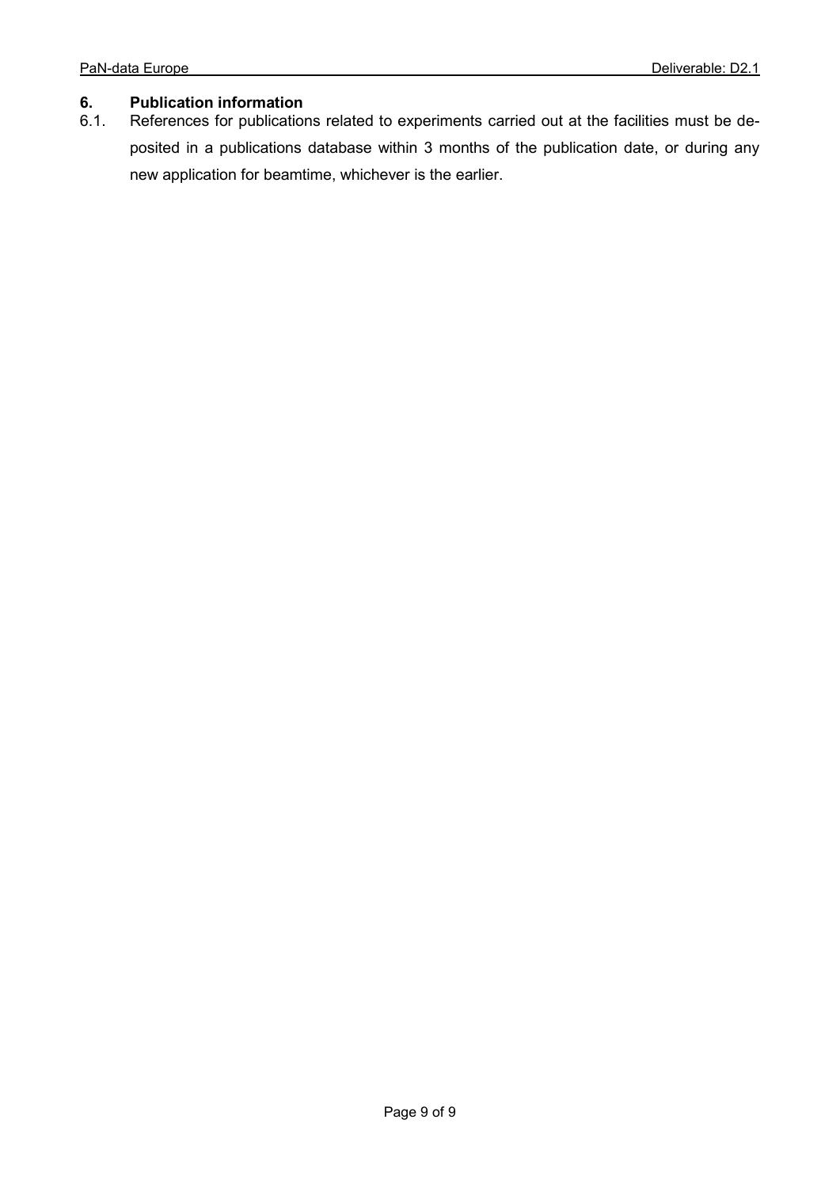## 6. Publication information

6.1. References for publications related to experiments carried out at the facilities must be deposited in a publications database within 3 months of the publication date, or during any new application for beamtime, whichever is the earlier.